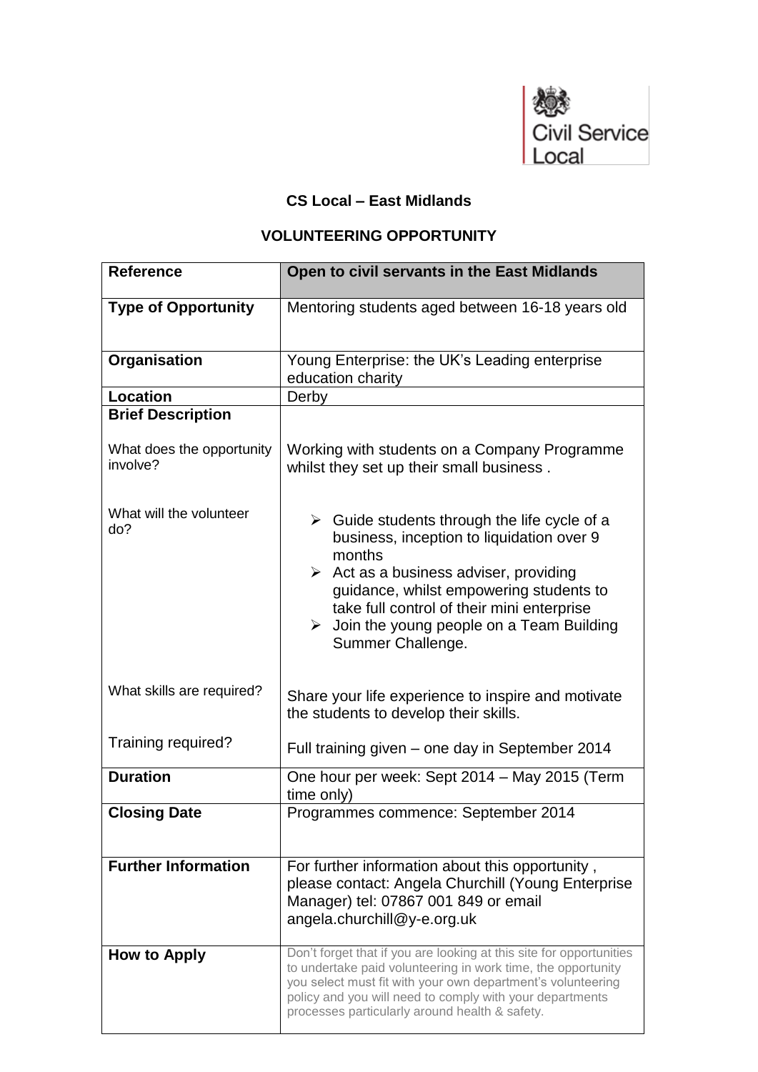Civil Service Local

**CS Local – East Midlands**

**VOLUNTEERING OPPORTUNITY**

| **Reference** | **Open to civil servants in the East Midlands** |
|---|---|
| **Type of Opportunity** | Mentoring students aged between 16-18 years old |
| **Organisation** | Young Enterprise: the UK's Leading enterprise education charity |
| **Location** | Derby |
| **Brief Description** | |
| What does the opportunity involve? | Working with students on a Company Programme whilst they set up their small business . |
| What will the volunteer do? | ➢ Guide students through the life cycle of a business, inception to liquidation over 9 months<br>➢ Act as a business adviser, providing guidance, whilst empowering students to take full control of their mini enterprise<br>➢ Join the young people on a Team Building Summer Challenge. |
| What skills are required? | Share your life experience to inspire and motivate the students to develop their skills. |
| Training required? | Full training given – one day in September 2014 |
| **Duration** | One hour per week: Sept 2014 – May 2015 (Term time only) |
| **Closing Date** | Programmes commence: September 2014 |
| **Further Information** | For further information about this opportunity , please contact: Angela Churchill (Young Enterprise Manager) tel: 07867 001 849 or email angela.churchill@y-e.org.uk |
| **How to Apply** | Don't forget that if you are looking at this site for opportunities to undertake paid volunteering in work time, the opportunity you select must fit with your own department's volunteering policy and you will need to comply with your departments processes particularly around health & safety. |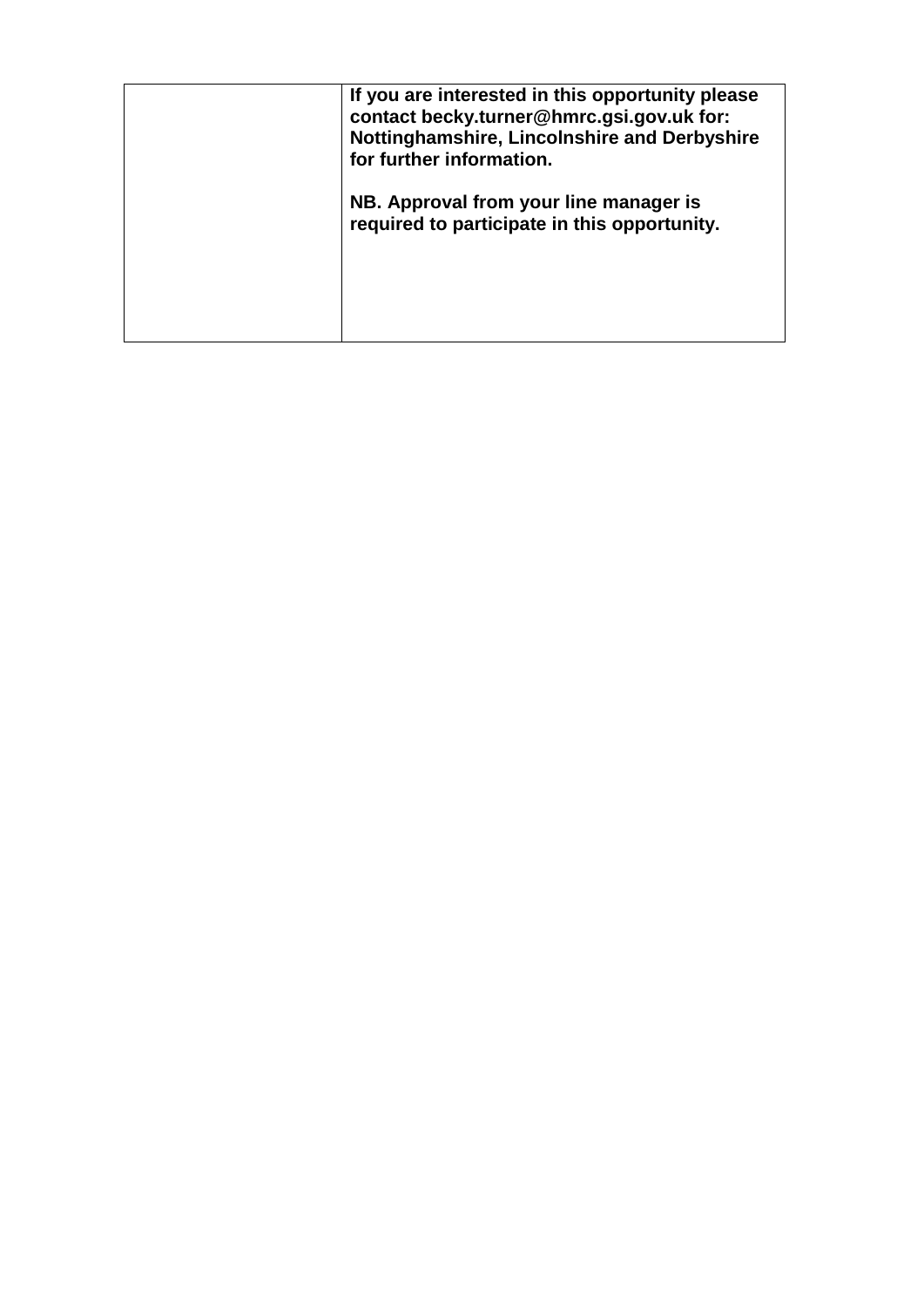| | |
|---|---|
| | **If you are interested in this opportunity please contact becky.turner@hmrc.gsi.gov.uk for: Nottinghamshire, Lincolnshire and Derbyshire for further information.**<br><br>**NB. Approval from your line manager is required to participate in this opportunity.** |